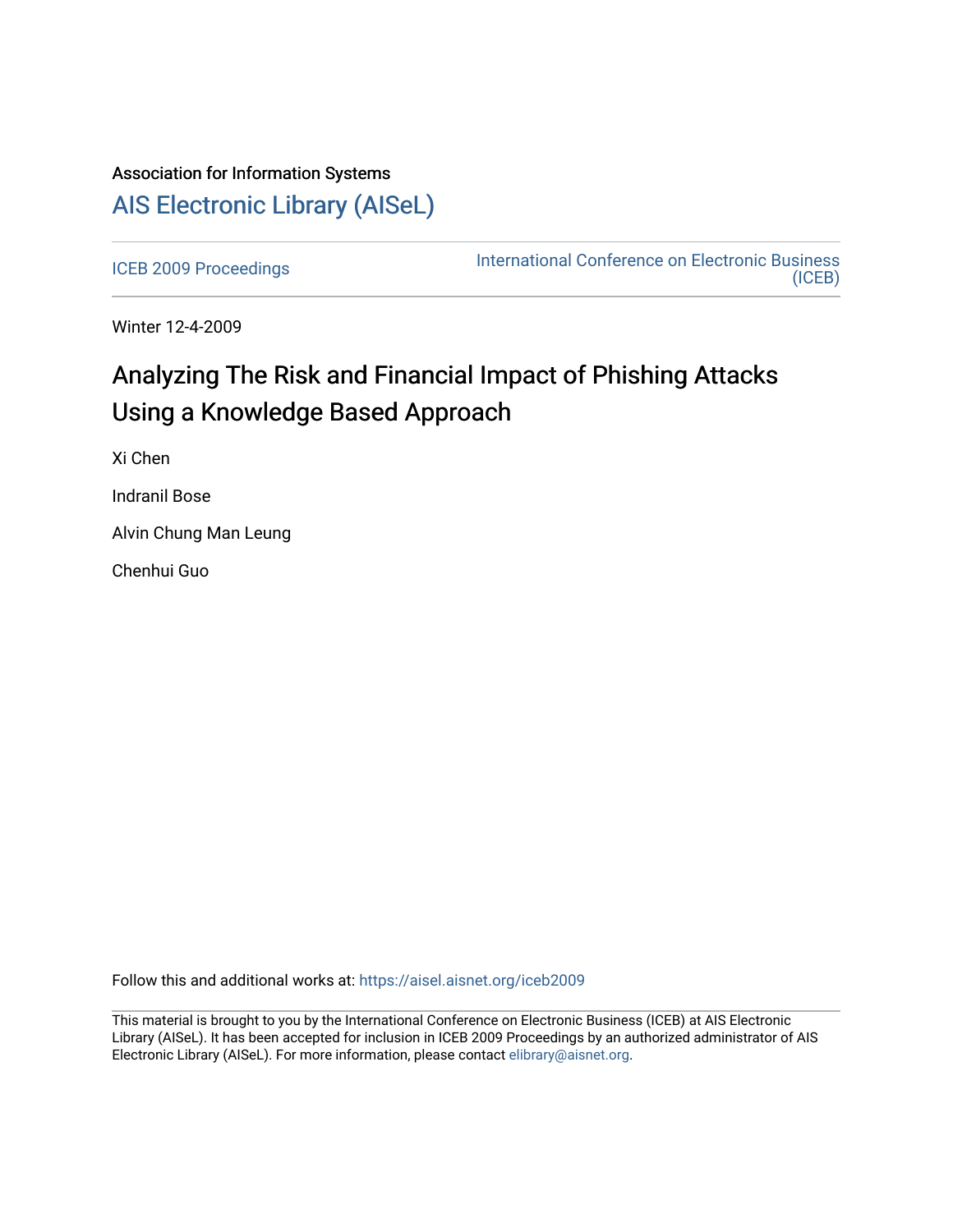Association for Information Systems

# AIS Electronic Library (AISeL)

ICEB 2009 Proceedings

International Conference on Electronic Business (ICEB)

Winter 12-4-2009

## Analyzing The Risk and Financial Impact of Phishing Attacks Using a Knowledge Based Approach

Xi Chen

Indranil Bose

Alvin Chung Man Leung

Chenhui Guo

Follow this and additional works at: https://aisel.aisnet.org/iceb2009

This material is brought to you by the International Conference on Electronic Business (ICEB) at AIS Electronic Library (AISeL). It has been accepted for inclusion in ICEB 2009 Proceedings by an authorized administrator of AIS Electronic Library (AISeL). For more information, please contact elibrary@aisnet.org.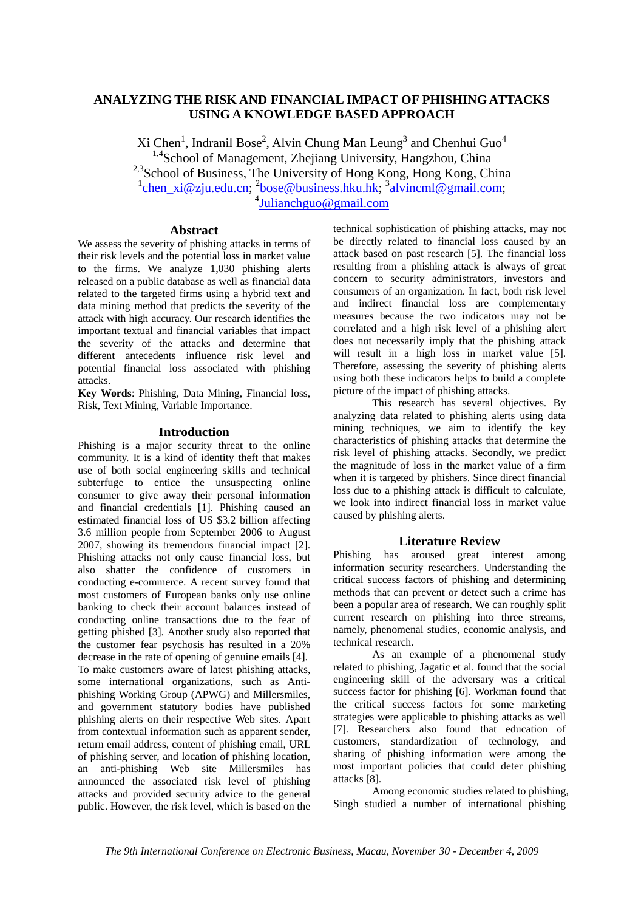# ANALYZING THE RISK AND FINANCIAL IMPACT OF PHISHING ATTACKS USING A KNOWLEDGE BASED APPROACH

Xi Chen[1], Indranil Bose[2], Alvin Chung Man Leung[3] and Chenhui Guo[4]

[1,4]School of Management, Zhejiang University, Hangzhou, China

[2,3]School of Business, The University of Hong Kong, Hong Kong, China

[1]chen_xi@zju.edu.cn; [2]bose@business.hku.hk; [3]alvincml@gmail.com; [4]Julianchguo@gmail.com

## Abstract

We assess the severity of phishing attacks in terms of their risk levels and the potential loss in market value to the firms. We analyze 1,030 phishing alerts released on a public database as well as financial data related to the targeted firms using a hybrid text and data mining method that predicts the severity of the attack with high accuracy. Our research identifies the important textual and financial variables that impact the severity of the attacks and determine that different antecedents influence risk level and potential financial loss associated with phishing attacks.

**Key Words**: Phishing, Data Mining, Financial loss, Risk, Text Mining, Variable Importance.

## Introduction

Phishing is a major security threat to the online community. It is a kind of identity theft that makes use of both social engineering skills and technical subterfuge to entice the unsuspecting online consumer to give away their personal information and financial credentials [1]. Phishing caused an estimated financial loss of US $3.2 billion affecting 3.6 million people from September 2006 to August 2007, showing its tremendous financial impact [2]. Phishing attacks not only cause financial loss, but also shatter the confidence of customers in conducting e-commerce. A recent survey found that most customers of European banks only use online banking to check their account balances instead of conducting online transactions due to the fear of getting phished [3]. Another study also reported that the customer fear psychosis has resulted in a 20% decrease in the rate of opening of genuine emails [4]. To make customers aware of latest phishing attacks, some international organizations, such as Anti-phishing Working Group (APWG) and Millersmiles, and government statutory bodies have published phishing alerts on their respective Web sites. Apart from contextual information such as apparent sender, return email address, content of phishing email, URL of phishing server, and location of phishing location, an anti-phishing Web site Millersmiles has announced the associated risk level of phishing attacks and provided security advice to the general public. However, the risk level, which is based on the technical sophistication of phishing attacks, may not be directly related to financial loss caused by an attack based on past research [5]. The financial loss resulting from a phishing attack is always of great concern to security administrators, investors and consumers of an organization. In fact, both risk level and indirect financial loss are complementary measures because the two indicators may not be correlated and a high risk level of a phishing alert does not necessarily imply that the phishing attack will result in a high loss in market value [5]. Therefore, assessing the severity of phishing alerts using both these indicators helps to build a complete picture of the impact of phishing attacks.

This research has several objectives. By analyzing data related to phishing alerts using data mining techniques, we aim to identify the key characteristics of phishing attacks that determine the risk level of phishing attacks. Secondly, we predict the magnitude of loss in the market value of a firm when it is targeted by phishers. Since direct financial loss due to a phishing attack is difficult to calculate, we look into indirect financial loss in market value caused by phishing alerts.

## Literature Review

Phishing has aroused great interest among information security researchers. Understanding the critical success factors of phishing and determining methods that can prevent or detect such a crime has been a popular area of research. We can roughly split current research on phishing into three streams, namely, phenomenal studies, economic analysis, and technical research.

As an example of a phenomenal study related to phishing, Jagatic et al. found that the social engineering skill of the adversary was a critical success factor for phishing [6]. Workman found that the critical success factors for some marketing strategies were applicable to phishing attacks as well [7]. Researchers also found that education of customers, standardization of technology, and sharing of phishing information were among the most important policies that could deter phishing attacks [8].

Among economic studies related to phishing, Singh studied a number of international phishing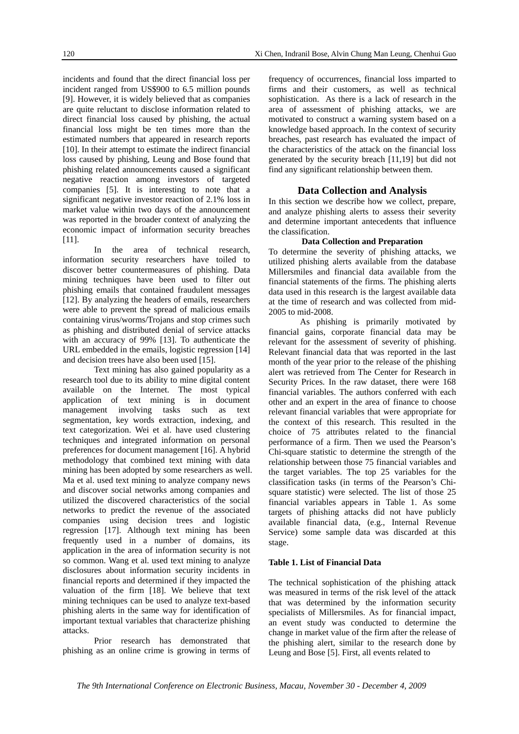incidents and found that the direct financial loss per incident ranged from US$900 to 6.5 million pounds [9]. However, it is widely believed that as companies are quite reluctant to disclose information related to direct financial loss caused by phishing, the actual financial loss might be ten times more than the estimated numbers that appeared in research reports [10]. In their attempt to estimate the indirect financial loss caused by phishing, Leung and Bose found that phishing related announcements caused a significant negative reaction among investors of targeted companies [5]. It is interesting to note that a significant negative investor reaction of 2.1% loss in market value within two days of the announcement was reported in the broader context of analyzing the economic impact of information security breaches [11].

In the area of technical research, information security researchers have toiled to discover better countermeasures of phishing. Data mining techniques have been used to filter out phishing emails that contained fraudulent messages [12]. By analyzing the headers of emails, researchers were able to prevent the spread of malicious emails containing virus/worms/Trojans and stop crimes such as phishing and distributed denial of service attacks with an accuracy of 99% [13]. To authenticate the URL embedded in the emails, logistic regression [14] and decision trees have also been used [15].

Text mining has also gained popularity as a research tool due to its ability to mine digital content available on the Internet. The most typical application of text mining is in document management involving tasks such as text segmentation, key words extraction, indexing, and text categorization. Wei et al. have used clustering techniques and integrated information on personal preferences for document management [16]. A hybrid methodology that combined text mining with data mining has been adopted by some researchers as well. Ma et al. used text mining to analyze company news and discover social networks among companies and utilized the discovered characteristics of the social networks to predict the revenue of the associated companies using decision trees and logistic regression [17]. Although text mining has been frequently used in a number of domains, its application in the area of information security is not so common. Wang et al. used text mining to analyze disclosures about information security incidents in financial reports and determined if they impacted the valuation of the firm [18]. We believe that text mining techniques can be used to analyze text-based phishing alerts in the same way for identification of important textual variables that characterize phishing attacks.

Prior research has demonstrated that phishing as an online crime is growing in terms of frequency of occurrences, financial loss imparted to firms and their customers, as well as technical sophistication. As there is a lack of research in the area of assessment of phishing attacks, we are motivated to construct a warning system based on a knowledge based approach. In the context of security breaches, past research has evaluated the impact of the characteristics of the attack on the financial loss generated by the security breach [11,19] but did not find any significant relationship between them.

## Data Collection and Analysis

In this section we describe how we collect, prepare, and analyze phishing alerts to assess their severity and determine important antecedents that influence the classification.

### Data Collection and Preparation

To determine the severity of phishing attacks, we utilized phishing alerts available from the database Millersmiles and financial data available from the financial statements of the firms. The phishing alerts data used in this research is the largest available data at the time of research and was collected from mid-2005 to mid-2008.

As phishing is primarily motivated by financial gains, corporate financial data may be relevant for the assessment of severity of phishing. Relevant financial data that was reported in the last month of the year prior to the release of the phishing alert was retrieved from The Center for Research in Security Prices. In the raw dataset, there were 168 financial variables. The authors conferred with each other and an expert in the area of finance to choose relevant financial variables that were appropriate for the context of this research. This resulted in the choice of 75 attributes related to the financial performance of a firm. Then we used the Pearson's Chi-square statistic to determine the strength of the relationship between those 75 financial variables and the target variables. The top 25 variables for the classification tasks (in terms of the Pearson's Chi-square statistic) were selected. The list of those 25 financial variables appears in Table 1. As some targets of phishing attacks did not have publicly available financial data, (e.g., Internal Revenue Service) some sample data was discarded at this stage.

**Table 1. List of Financial Data**

The technical sophistication of the phishing attack was measured in terms of the risk level of the attack that was determined by the information security specialists of Millersmiles. As for financial impact, an event study was conducted to determine the change in market value of the firm after the release of the phishing alert, similar to the research done by Leung and Bose [5]. First, all events related to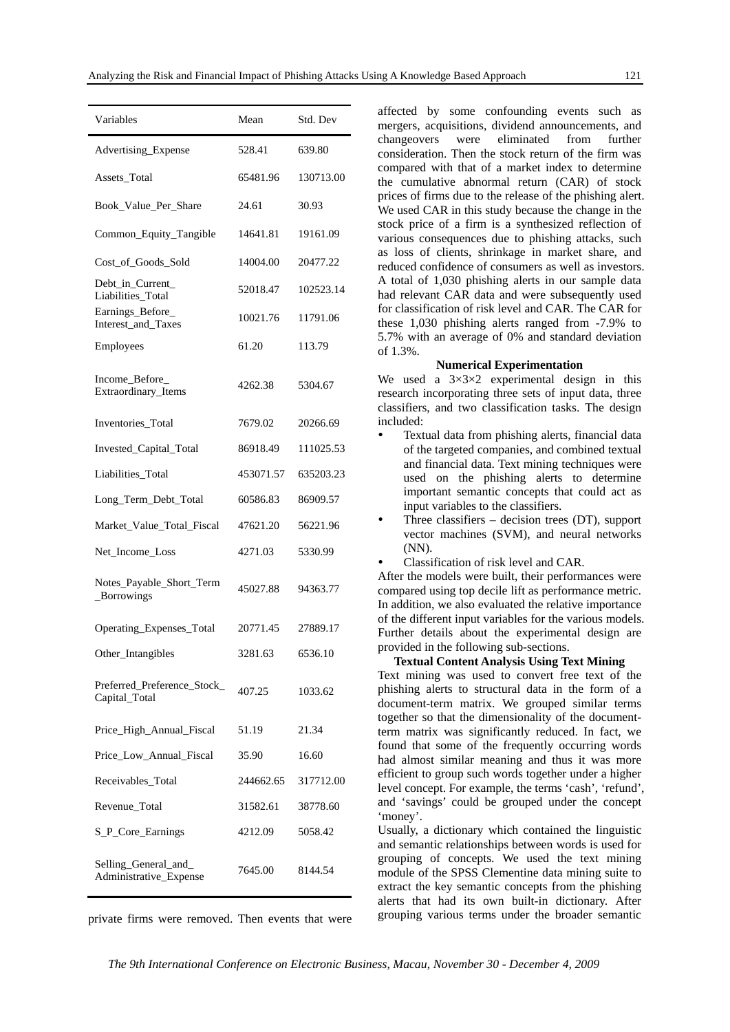| Variables | Mean | Std. Dev |
|---|---|---|
| Advertising_Expense | 528.41 | 639.80 |
| Assets_Total | 65481.96 | 130713.00 |
| Book_Value_Per_Share | 24.61 | 30.93 |
| Common_Equity_Tangible | 14641.81 | 19161.09 |
| Cost_of_Goods_Sold | 14004.00 | 20477.22 |
| Debt_in_Current_ Liabilities_Total | 52018.47 | 102523.14 |
| Earnings_Before_ Interest_and_Taxes | 10021.76 | 11791.06 |
| Employees | 61.20 | 113.79 |
| Income_Before_ Extraordinary_Items | 4262.38 | 5304.67 |
| Inventories_Total | 7679.02 | 20266.69 |
| Invested_Capital_Total | 86918.49 | 111025.53 |
| Liabilities_Total | 453071.57 | 635203.23 |
| Long_Term_Debt_Total | 60586.83 | 86909.57 |
| Market_Value_Total_Fiscal | 47621.20 | 56221.96 |
| Net_Income_Loss | 4271.03 | 5330.99 |
| Notes_Payable_Short_Term _Borrowings | 45027.88 | 94363.77 |
| Operating_Expenses_Total | 20771.45 | 27889.17 |
| Other_Intangibles | 3281.63 | 6536.10 |
| Preferred_Preference_Stock_ Capital_Total | 407.25 | 1033.62 |
| Price_High_Annual_Fiscal | 51.19 | 21.34 |
| Price_Low_Annual_Fiscal | 35.90 | 16.60 |
| Receivables_Total | 244662.65 | 317712.00 |
| Revenue_Total | 31582.61 | 38778.60 |
| S_P_Core_Earnings | 4212.09 | 5058.42 |
| Selling_General_and_ Administrative_Expense | 7645.00 | 8144.54 |

private firms were removed. Then events that were affected by some confounding events such as mergers, acquisitions, dividend announcements, and changeovers were eliminated from further consideration. Then the stock return of the firm was compared with that of a market index to determine the cumulative abnormal return (CAR) of stock prices of firms due to the release of the phishing alert. We used CAR in this study because the change in the stock price of a firm is a synthesized reflection of various consequences due to phishing attacks, such as loss of clients, shrinkage in market share, and reduced confidence of consumers as well as investors. A total of 1,030 phishing alerts in our sample data had relevant CAR data and were subsequently used for classification of risk level and CAR. The CAR for these 1,030 phishing alerts ranged from -7.9% to 5.7% with an average of 0% and standard deviation of 1.3%.

### Numerical Experimentation

We used a 3×3×2 experimental design in this research incorporating three sets of input data, three classifiers, and two classification tasks. The design included:

- Textual data from phishing alerts, financial data of the targeted companies, and combined textual and financial data. Text mining techniques were used on the phishing alerts to determine important semantic concepts that could act as input variables to the classifiers.
- Three classifiers – decision trees (DT), support vector machines (SVM), and neural networks (NN).
- Classification of risk level and CAR.

After the models were built, their performances were compared using top decile lift as performance metric. In addition, we also evaluated the relative importance of the different input variables for the various models. Further details about the experimental design are provided in the following sub-sections.

### Textual Content Analysis Using Text Mining

Text mining was used to convert free text of the phishing alerts to structural data in the form of a document-term matrix. We grouped similar terms together so that the dimensionality of the document-term matrix was significantly reduced. In fact, we found that some of the frequently occurring words had almost similar meaning and thus it was more efficient to group such words together under a higher level concept. For example, the terms 'cash', 'refund', and 'savings' could be grouped under the concept 'money'.

Usually, a dictionary which contained the linguistic and semantic relationships between words is used for grouping of concepts. We used the text mining module of the SPSS Clementine data mining suite to extract the key semantic concepts from the phishing alerts that had its own built-in dictionary. After grouping various terms under the broader semantic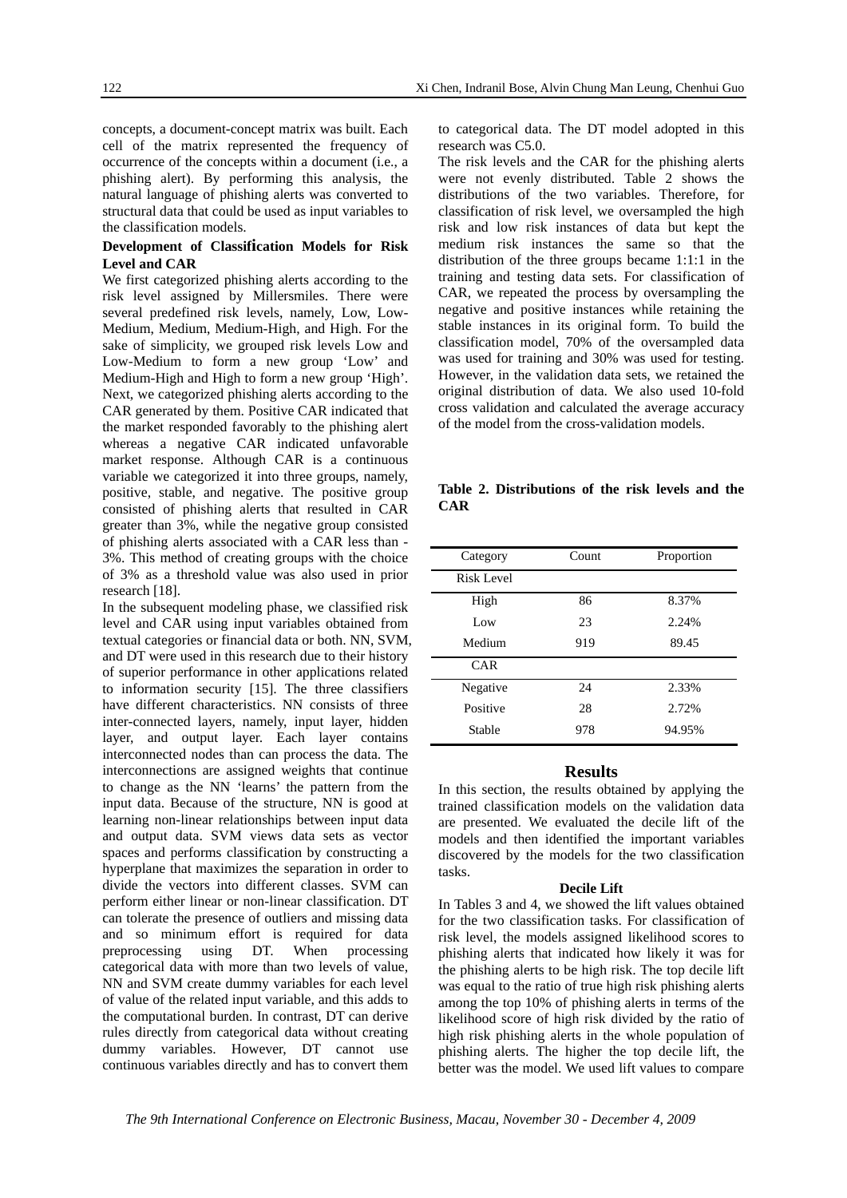concepts, a document-concept matrix was built. Each cell of the matrix represented the frequency of occurrence of the concepts within a document (i.e., a phishing alert). By performing this analysis, the natural language of phishing alerts was converted to structural data that could be used as input variables to the classification models.

**Development of Classification Models for Risk Level and CAR**

We first categorized phishing alerts according to the risk level assigned by Millersmiles. There were several predefined risk levels, namely, Low, Low-Medium, Medium, Medium-High, and High. For the sake of simplicity, we grouped risk levels Low and Low-Medium to form a new group 'Low' and Medium-High and High to form a new group 'High'. Next, we categorized phishing alerts according to the CAR generated by them. Positive CAR indicated that the market responded favorably to the phishing alert whereas a negative CAR indicated unfavorable market response. Although CAR is a continuous variable we categorized it into three groups, namely, positive, stable, and negative. The positive group consisted of phishing alerts that resulted in CAR greater than 3%, while the negative group consisted of phishing alerts associated with a CAR less than -3%. This method of creating groups with the choice of 3% as a threshold value was also used in prior research [18].

In the subsequent modeling phase, we classified risk level and CAR using input variables obtained from textual categories or financial data or both. NN, SVM, and DT were used in this research due to their history of superior performance in other applications related to information security [15]. The three classifiers have different characteristics. NN consists of three inter-connected layers, namely, input layer, hidden layer, and output layer. Each layer contains interconnected nodes than can process the data. The interconnections are assigned weights that continue to change as the NN 'learns' the pattern from the input data. Because of the structure, NN is good at learning non-linear relationships between input data and output data. SVM views data sets as vector spaces and performs classification by constructing a hyperplane that maximizes the separation in order to divide the vectors into different classes. SVM can perform either linear or non-linear classification. DT can tolerate the presence of outliers and missing data and so minimum effort is required for data preprocessing using DT. When processing categorical data with more than two levels of value, NN and SVM create dummy variables for each level of value of the related input variable, and this adds to the computational burden. In contrast, DT can derive rules directly from categorical data without creating dummy variables. However, DT cannot use continuous variables directly and has to convert them to categorical data. The DT model adopted in this research was C5.0.

The risk levels and the CAR for the phishing alerts were not evenly distributed. Table 2 shows the distributions of the two variables. Therefore, for classification of risk level, we oversampled the high risk and low risk instances of data but kept the medium risk instances the same so that the distribution of the three groups became 1:1:1 in the training and testing data sets. For classification of CAR, we repeated the process by oversampling the negative and positive instances while retaining the stable instances in its original form. To build the classification model, 70% of the oversampled data was used for training and 30% was used for testing. However, in the validation data sets, we retained the original distribution of data. We also used 10-fold cross validation and calculated the average accuracy of the model from the cross-validation models.

**Table 2. Distributions of the risk levels and the CAR**

| Category | Count | Proportion |
|---|---|---|
| Risk Level | | |
| High | 86 | 8.37% |
| Low | 23 | 2.24% |
| Medium | 919 | 89.45 |
| CAR | | |
| Negative | 24 | 2.33% |
| Positive | 28 | 2.72% |
| Stable | 978 | 94.95% |

## Results

In this section, the results obtained by applying the trained classification models on the validation data are presented. We evaluated the decile lift of the models and then identified the important variables discovered by the models for the two classification tasks.

**Decile Lift**

In Tables 3 and 4, we showed the lift values obtained for the two classification tasks. For classification of risk level, the models assigned likelihood scores to phishing alerts that indicated how likely it was for the phishing alerts to be high risk. The top decile lift was equal to the ratio of true high risk phishing alerts among the top 10% of phishing alerts in terms of the likelihood score of high risk divided by the ratio of high risk phishing alerts in the whole population of phishing alerts. The higher the top decile lift, the better was the model. We used lift values to compare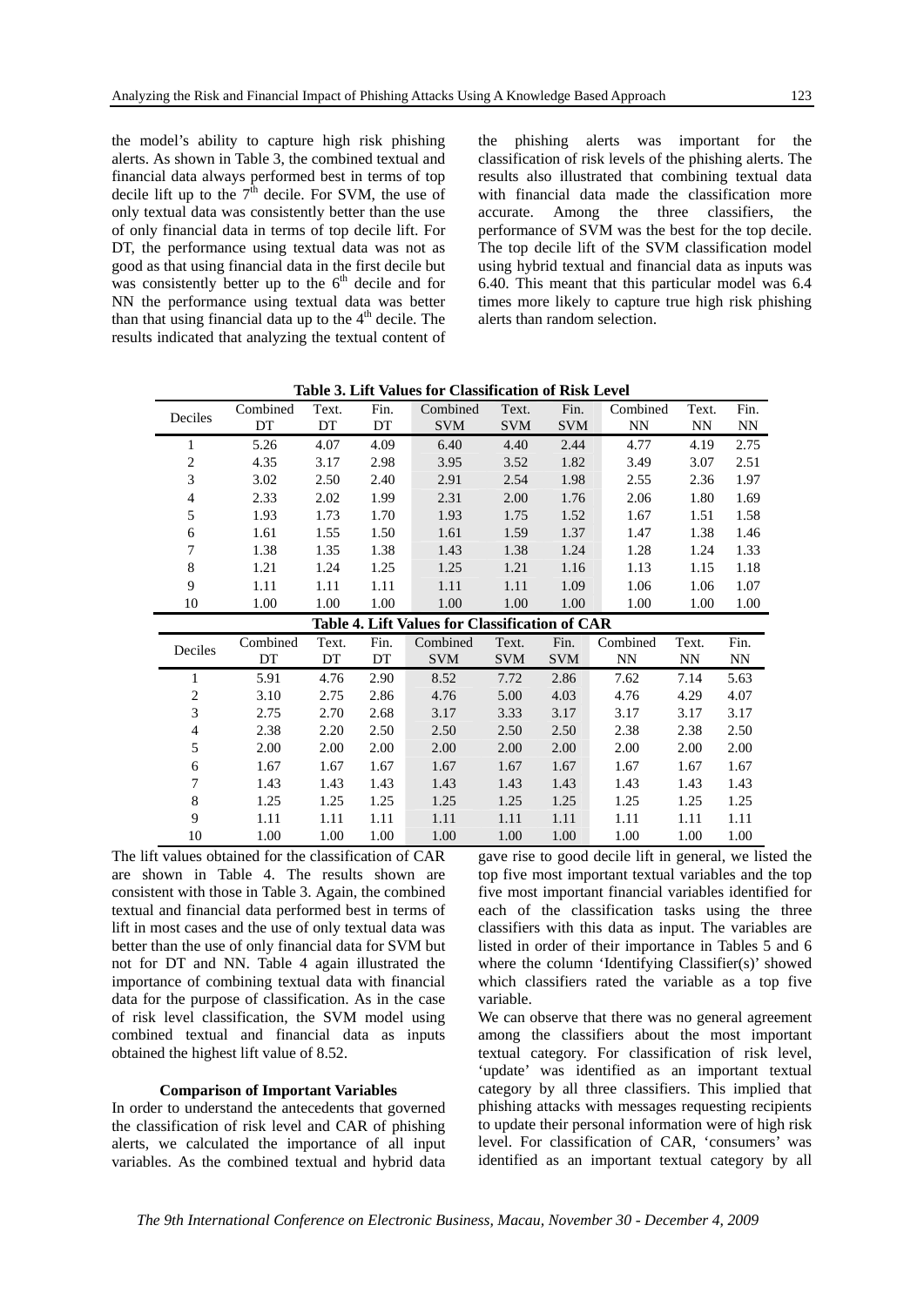the model's ability to capture high risk phishing alerts. As shown in Table 3, the combined textual and financial data always performed best in terms of top decile lift up to the 7th decile. For SVM, the use of only textual data was consistently better than the use of only financial data in terms of top decile lift. For DT, the performance using textual data was not as good as that using financial data in the first decile but was consistently better up to the 6th decile and for NN the performance using textual data was better than that using financial data up to the 4th decile. The results indicated that analyzing the textual content of the phishing alerts was important for the classification of risk levels of the phishing alerts. The results also illustrated that combining textual data with financial data made the classification more accurate. Among the three classifiers, the performance of SVM was the best for the top decile. The top decile lift of the SVM classification model using hybrid textual and financial data as inputs was 6.40. This meant that this particular model was 6.4 times more likely to capture true high risk phishing alerts than random selection.

**Table 3. Lift Values for Classification of Risk Level**

| Deciles | Combined DT | Text. DT | Fin. DT | Combined SVM | Text. SVM | Fin. SVM | Combined NN | Text. NN | Fin. NN |
|---|---|---|---|---|---|---|---|---|---|
| 1 | 5.26 | 4.07 | 4.09 | 6.40 | 4.40 | 2.44 | 4.77 | 4.19 | 2.75 |
| 2 | 4.35 | 3.17 | 2.98 | 3.95 | 3.52 | 1.82 | 3.49 | 3.07 | 2.51 |
| 3 | 3.02 | 2.50 | 2.40 | 2.91 | 2.54 | 1.98 | 2.55 | 2.36 | 1.97 |
| 4 | 2.33 | 2.02 | 1.99 | 2.31 | 2.00 | 1.76 | 2.06 | 1.80 | 1.69 |
| 5 | 1.93 | 1.73 | 1.70 | 1.93 | 1.75 | 1.52 | 1.67 | 1.51 | 1.58 |
| 6 | 1.61 | 1.55 | 1.50 | 1.61 | 1.59 | 1.37 | 1.47 | 1.38 | 1.46 |
| 7 | 1.38 | 1.35 | 1.38 | 1.43 | 1.38 | 1.24 | 1.28 | 1.24 | 1.33 |
| 8 | 1.21 | 1.24 | 1.25 | 1.25 | 1.21 | 1.16 | 1.13 | 1.15 | 1.18 |
| 9 | 1.11 | 1.11 | 1.11 | 1.11 | 1.11 | 1.09 | 1.06 | 1.06 | 1.07 |
| 10 | 1.00 | 1.00 | 1.00 | 1.00 | 1.00 | 1.00 | 1.00 | 1.00 | 1.00 |

**Table 4. Lift Values for Classification of CAR**

| Deciles | Combined DT | Text. DT | Fin. DT | Combined SVM | Text. SVM | Fin. SVM | Combined NN | Text. NN | Fin. NN |
|---|---|---|---|---|---|---|---|---|---|
| 1 | 5.91 | 4.76 | 2.90 | 8.52 | 7.72 | 2.86 | 7.62 | 7.14 | 5.63 |
| 2 | 3.10 | 2.75 | 2.86 | 4.76 | 5.00 | 4.03 | 4.76 | 4.29 | 4.07 |
| 3 | 2.75 | 2.70 | 2.68 | 3.17 | 3.33 | 3.17 | 3.17 | 3.17 | 3.17 |
| 4 | 2.38 | 2.20 | 2.50 | 2.50 | 2.50 | 2.50 | 2.38 | 2.38 | 2.50 |
| 5 | 2.00 | 2.00 | 2.00 | 2.00 | 2.00 | 2.00 | 2.00 | 2.00 | 2.00 |
| 6 | 1.67 | 1.67 | 1.67 | 1.67 | 1.67 | 1.67 | 1.67 | 1.67 | 1.67 |
| 7 | 1.43 | 1.43 | 1.43 | 1.43 | 1.43 | 1.43 | 1.43 | 1.43 | 1.43 |
| 8 | 1.25 | 1.25 | 1.25 | 1.25 | 1.25 | 1.25 | 1.25 | 1.25 | 1.25 |
| 9 | 1.11 | 1.11 | 1.11 | 1.11 | 1.11 | 1.11 | 1.11 | 1.11 | 1.11 |
| 10 | 1.00 | 1.00 | 1.00 | 1.00 | 1.00 | 1.00 | 1.00 | 1.00 | 1.00 |

The lift values obtained for the classification of CAR are shown in Table 4. The results shown are consistent with those in Table 3. Again, the combined textual and financial data performed best in terms of lift in most cases and the use of only textual data was better than the use of only financial data for SVM but not for DT and NN. Table 4 again illustrated the importance of combining textual data with financial data for the purpose of classification. As in the case of risk level classification, the SVM model using combined textual and financial data as inputs obtained the highest lift value of 8.52.

### Comparison of Important Variables

In order to understand the antecedents that governed the classification of risk level and CAR of phishing alerts, we calculated the importance of all input variables. As the combined textual and hybrid data gave rise to good decile lift in general, we listed the top five most important textual variables and the top five most important financial variables identified for each of the classification tasks using the three classifiers with this data as input. The variables are listed in order of their importance in Tables 5 and 6 where the column 'Identifying Classifier(s)' showed which classifiers rated the variable as a top five variable.

We can observe that there was no general agreement among the classifiers about the most important textual category. For classification of risk level, 'update' was identified as an important textual category by all three classifiers. This implied that phishing attacks with messages requesting recipients to update their personal information were of high risk level. For classification of CAR, 'consumers' was identified as an important textual category by all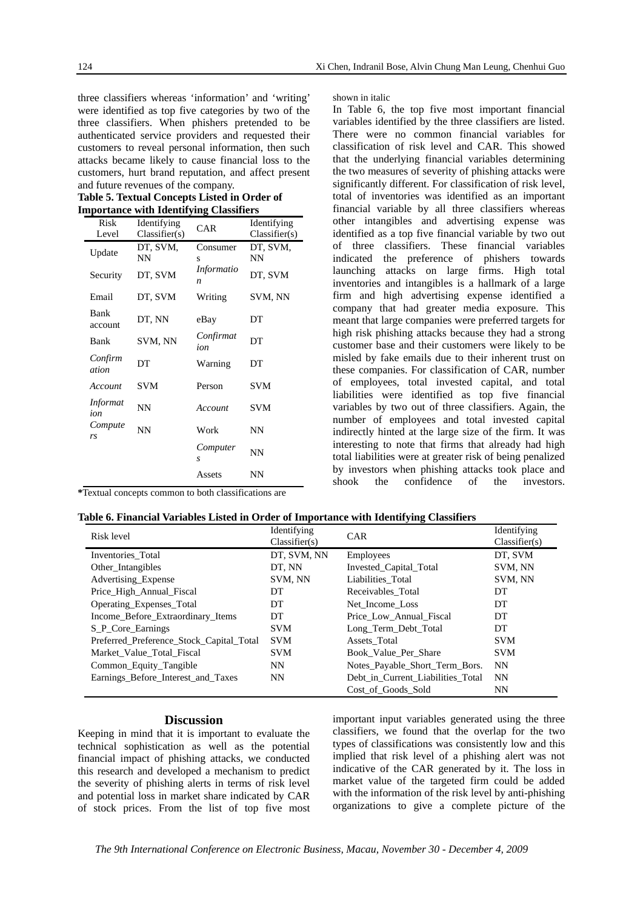three classifiers whereas 'information' and 'writing' were identified as top five categories by two of the three classifiers. When phishers pretended to be authenticated service providers and requested their customers to reveal personal information, then such attacks became likely to cause financial loss to the customers, hurt brand reputation, and affect present and future revenues of the company.

**Table 5. Textual Concepts Listed in Order of Importance with Identifying Classifiers**

| Risk Level | Identifying Classifier(s) | CAR | Identifying Classifier(s) |
|---|---|---|---|
| Update | DT, SVM, NN | Consumers | DT, SVM, NN |
| Security | DT, SVM | *Information* | DT, SVM |
| Email | DT, SVM | Writing | SVM, NN |
| Bank account | DT, NN | eBay | DT |
| Bank | SVM, NN | *Confirmation* | DT |
| *Confirmation* | DT | Warning | DT |
| *Account* | SVM | Person | SVM |
| *Information* | NN | *Account* | SVM |
| *Computers* | NN | Work | NN |
| | | *Computers* | NN |
| | | Assets | NN |

*Textual concepts common to both classifications are shown in italic

In Table 6, the top five most important financial variables identified by the three classifiers are listed. There were no common financial variables for classification of risk level and CAR. This showed that the underlying financial variables determining the two measures of severity of phishing attacks were significantly different. For classification of risk level, total of inventories was identified as an important financial variable by all three classifiers whereas other intangibles and advertising expense was identified as a top five financial variable by two out of three classifiers. These financial variables indicated the preference of phishers towards launching attacks on large firms. High total inventories and intangibles is a hallmark of a large firm and high advertising expense identified a company that had greater media exposure. This meant that large companies were preferred targets for high risk phishing attacks because they had a strong customer base and their customers were likely to be misled by fake emails due to their inherent trust on these companies. For classification of CAR, number of employees, total invested capital, and total liabilities were identified as top five financial variables by two out of three classifiers. Again, the number of employees and total invested capital indirectly hinted at the large size of the firm. It was interesting to note that firms that already had high total liabilities were at greater risk of being penalized by investors when phishing attacks took place and shook the confidence of the investors.

**Table 6. Financial Variables Listed in Order of Importance with Identifying Classifiers**

| Risk level | Identifying Classifier(s) | CAR | Identifying Classifier(s) |
|---|---|---|---|
| Inventories_Total | DT, SVM, NN | Employees | DT, SVM |
| Other_Intangibles | DT, NN | Invested_Capital_Total | SVM, NN |
| Advertising_Expense | SVM, NN | Liabilities_Total | SVM, NN |
| Price_High_Annual_Fiscal | DT | Receivables_Total | DT |
| Operating_Expenses_Total | DT | Net_Income_Loss | DT |
| Income_Before_Extraordinary_Items | DT | Price_Low_Annual_Fiscal | DT |
| S_P_Core_Earnings | SVM | Long_Term_Debt_Total | DT |
| Preferred_Preference_Stock_Capital_Total | SVM | Assets_Total | SVM |
| Market_Value_Total_Fiscal | SVM | Book_Value_Per_Share | SVM |
| Common_Equity_Tangible | NN | Notes_Payable_Short_Term_Bors. | NN |
| Earnings_Before_Interest_and_Taxes | NN | Debt_in_Current_Liabilities_Total | NN |
| | | Cost_of_Goods_Sold | NN |

## Discussion

Keeping in mind that it is important to evaluate the technical sophistication as well as the potential financial impact of phishing attacks, we conducted this research and developed a mechanism to predict the severity of phishing alerts in terms of risk level and potential loss in market share indicated by CAR of stock prices. From the list of top five most important input variables generated using the three classifiers, we found that the overlap for the two types of classifications was consistently low and this implied that risk level of a phishing alert was not indicative of the CAR generated by it. The loss in market value of the targeted firm could be added with the information of the risk level by anti-phishing organizations to give a complete picture of the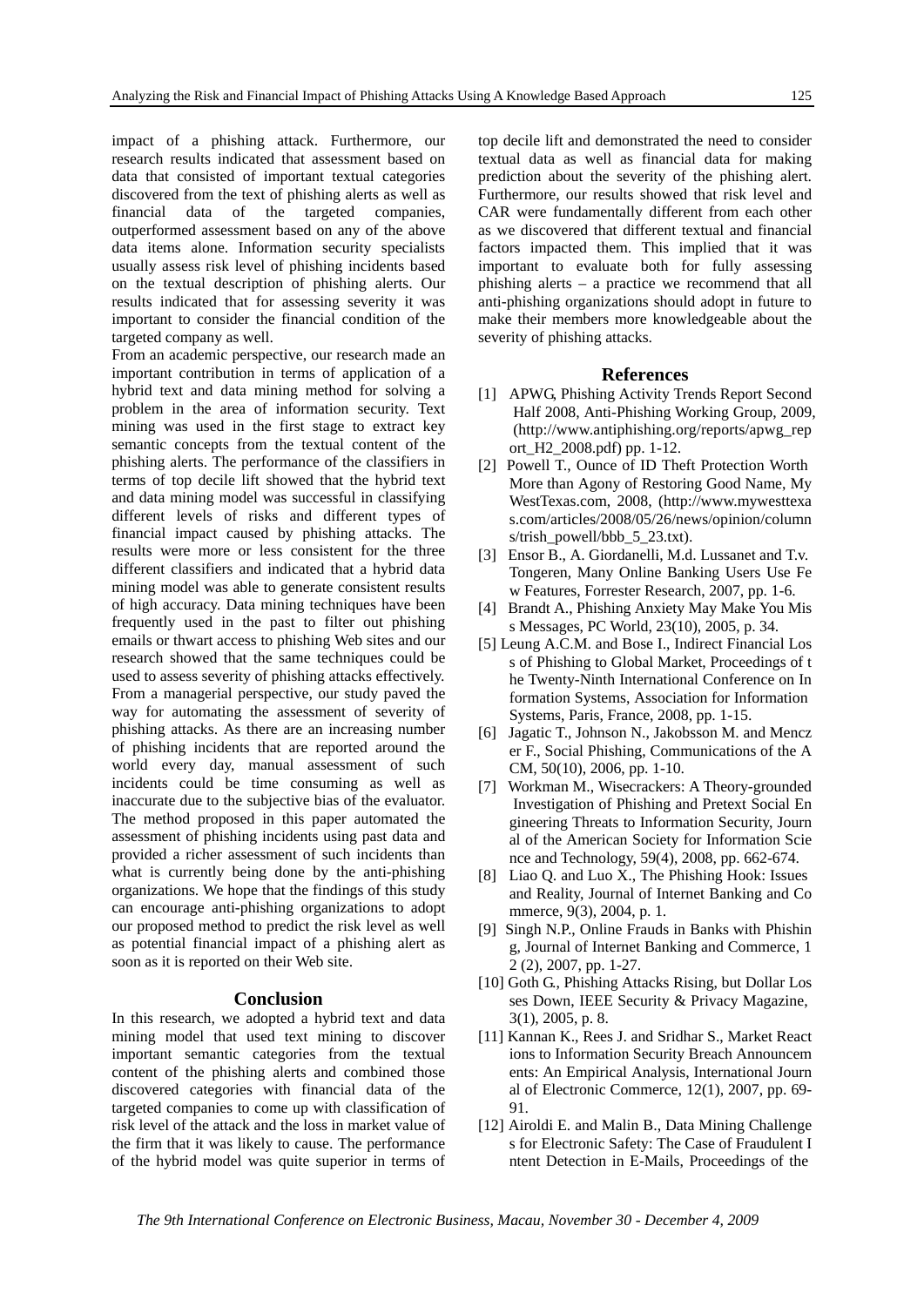impact of a phishing attack. Furthermore, our research results indicated that assessment based on data that consisted of important textual categories discovered from the text of phishing alerts as well as financial data of the targeted companies, outperformed assessment based on any of the above data items alone. Information security specialists usually assess risk level of phishing incidents based on the textual description of phishing alerts. Our results indicated that for assessing severity it was important to consider the financial condition of the targeted company as well.

From an academic perspective, our research made an important contribution in terms of application of a hybrid text and data mining method for solving a problem in the area of information security. Text mining was used in the first stage to extract key semantic concepts from the textual content of the phishing alerts. The performance of the classifiers in terms of top decile lift showed that the hybrid text and data mining model was successful in classifying different levels of risks and different types of financial impact caused by phishing attacks. The results were more or less consistent for the three different classifiers and indicated that a hybrid data mining model was able to generate consistent results of high accuracy. Data mining techniques have been frequently used in the past to filter out phishing emails or thwart access to phishing Web sites and our research showed that the same techniques could be used to assess severity of phishing attacks effectively. From a managerial perspective, our study paved the way for automating the assessment of severity of phishing attacks. As there are an increasing number of phishing incidents that are reported around the world every day, manual assessment of such incidents could be time consuming as well as inaccurate due to the subjective bias of the evaluator. The method proposed in this paper automated the assessment of phishing incidents using past data and provided a richer assessment of such incidents than what is currently being done by the anti-phishing organizations. We hope that the findings of this study can encourage anti-phishing organizations to adopt our proposed method to predict the risk level as well as potential financial impact of a phishing alert as soon as it is reported on their Web site.

## Conclusion

In this research, we adopted a hybrid text and data mining model that used text mining to discover important semantic categories from the textual content of the phishing alerts and combined those discovered categories with financial data of the targeted companies to come up with classification of risk level of the attack and the loss in market value of the firm that it was likely to cause. The performance of the hybrid model was quite superior in terms of top decile lift and demonstrated the need to consider textual data as well as financial data for making prediction about the severity of the phishing alert. Furthermore, our results showed that risk level and CAR were fundamentally different from each other as we discovered that different textual and financial factors impacted them. This implied that it was important to evaluate both for fully assessing phishing alerts – a practice we recommend that all anti-phishing organizations should adopt in future to make their members more knowledgeable about the severity of phishing attacks.

## References

[1] APWG, Phishing Activity Trends Report Second Half 2008, Anti-Phishing Working Group, 2009, (http://www.antiphishing.org/reports/apwg_report_H2_2008.pdf) pp. 1-12.

[2] Powell T., Ounce of ID Theft Protection Worth More than Agony of Restoring Good Name, My WestTexas.com, 2008, (http://www.mywesttexas.com/articles/2008/05/26/news/opinion/column s/trish_powell/bbb_5_23.txt).

[3] Ensor B., A. Giordanelli, M.d. Lussanet and T.v. Tongeren, Many Online Banking Users Use Few Features, Forrester Research, 2007, pp. 1-6.

[4] Brandt A., Phishing Anxiety May Make You Miss Messages, PC World, 23(10), 2005, p. 34.

[5] Leung A.C.M. and Bose I., Indirect Financial Loss of Phishing to Global Market, Proceedings of the Twenty-Ninth International Conference on Information Systems, Association for Information Systems, Paris, France, 2008, pp. 1-15.

[6] Jagatic T., Johnson N., Jakobsson M. and Menczer F., Social Phishing, Communications of the ACM, 50(10), 2006, pp. 1-10.

[7] Workman M., Wisecrackers: A Theory-grounded Investigation of Phishing and Pretext Social Engineering Threats to Information Security, Journal of the American Society for Information Science and Technology, 59(4), 2008, pp. 662-674.

[8] Liao Q. and Luo X., The Phishing Hook: Issues and Reality, Journal of Internet Banking and Commerce, 9(3), 2004, p. 1.

[9] Singh N.P., Online Frauds in Banks with Phishing, Journal of Internet Banking and Commerce, 12 (2), 2007, pp. 1-27.

[10] Goth G., Phishing Attacks Rising, but Dollar Losses Down, IEEE Security & Privacy Magazine, 3(1), 2005, p. 8.

[11] Kannan K., Rees J. and Sridhar S., Market Reactions to Information Security Breach Announcements: An Empirical Analysis, International Journal of Electronic Commerce, 12(1), 2007, pp. 69-91.

[12] Airoldi E. and Malin B., Data Mining Challenges for Electronic Safety: The Case of Fraudulent Intent Detection in E-Mails, Proceedings of the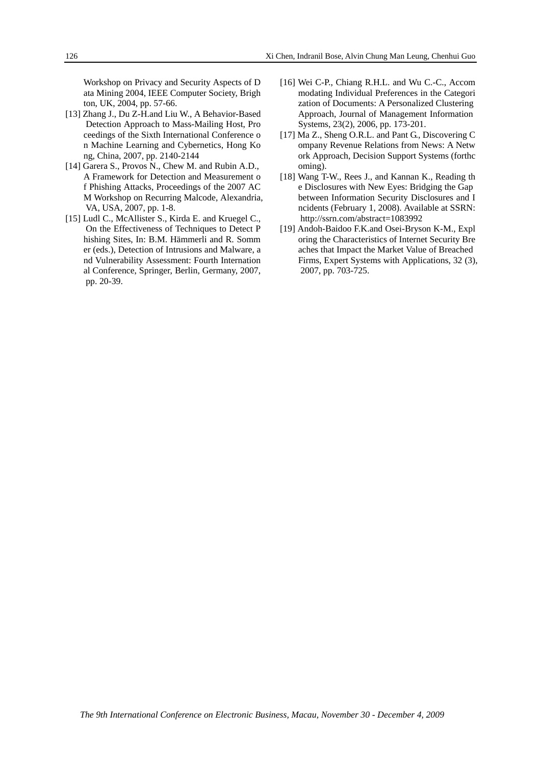Workshop on Privacy and Security Aspects of Data Mining 2004, IEEE Computer Society, Brighton, UK, 2004, pp. 57-66.

[13] Zhang J., Du Z-H.and Liu W., A Behavior-Based Detection Approach to Mass-Mailing Host, Proceedings of the Sixth International Conference on Machine Learning and Cybernetics, Hong Kong, China, 2007, pp. 2140-2144

[14] Garera S., Provos N., Chew M. and Rubin A.D., A Framework for Detection and Measurement of Phishing Attacks, Proceedings of the 2007 ACM Workshop on Recurring Malcode, Alexandria, VA, USA, 2007, pp. 1-8.

[15] Ludl C., McAllister S., Kirda E. and Kruegel C., On the Effectiveness of Techniques to Detect Phishing Sites, In: B.M. Hämmerli and R. Sommer (eds.), Detection of Intrusions and Malware, and Vulnerability Assessment: Fourth International Conference, Springer, Berlin, Germany, 2007, pp. 20-39.

[16] Wei C-P., Chiang R.H.L. and Wu C.-C., Accommodating Individual Preferences in the Categorization of Documents: A Personalized Clustering Approach, Journal of Management Information Systems, 23(2), 2006, pp. 173-201.

[17] Ma Z., Sheng O.R.L. and Pant G., Discovering Company Revenue Relations from News: A Network Approach, Decision Support Systems (forthcoming).

[18] Wang T-W., Rees J., and Kannan K., Reading the Disclosures with New Eyes: Bridging the Gap between Information Security Disclosures and Incidents (February 1, 2008). Available at SSRN: http://ssrn.com/abstract=1083992

[19] Andoh-Baidoo F.K.and Osei-Bryson K-M., Exploring the Characteristics of Internet Security Breaches that Impact the Market Value of Breached Firms, Expert Systems with Applications, 32 (3), 2007, pp. 703-725.